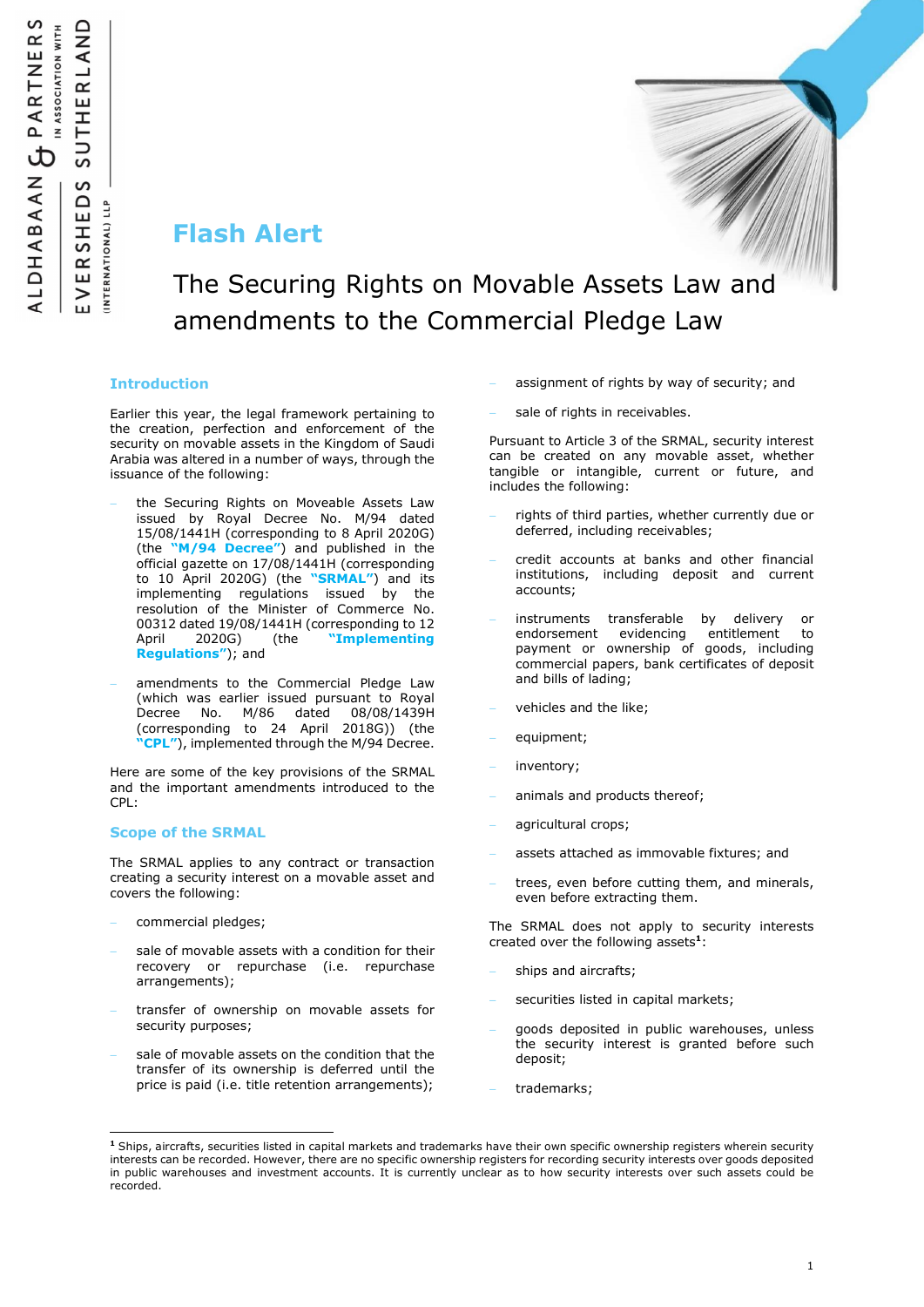# Flash Alert

# The Securing Rights on Movable Assets Law and amendments to the Commercial Pledge Law

## Introduction

Earlier this year, the legal framework pertaining to the creation, perfection and enforcement of the security on movable assets in the Kingdom of Saudi Arabia was altered in a number of ways, through the issuance of the following:

- the Securing Rights on Moveable Assets Law issued by Royal Decree No. M/94 dated 15/08/1441H (corresponding to 8 April 2020G) (the **"M/94 Decree"**) and published in the official gazette on 17/08/1441H (corresponding to 10 April 2020G) (the **"SRMAL"**) and its implementing regulations issued by the resolution of the Minister of Commerce No. 00312 dated 19/08/1441H (corresponding to 12 April 2020G) (the **"Implementing Regulations"**); and
- amendments to the Commercial Pledge Law (which was earlier issued pursuant to Royal Decree No. M/86 dated 08/08/1439H (corresponding to 24 April 2018G)) (the **"CPL"**), implemented through the M/94 Decree.

Here are some of the key provisions of the SRMAL and the important amendments introduced to the CPL:

## Scope of the SRMAL

The SRMAL applies to any contract or transaction creating a security interest on a movable asset and covers the following:

- commercial pledges;
- sale of movable assets with a condition for their recovery or repurchase (i.e. repurchase arrangements);
- transfer of ownership on movable assets for security purposes;
- sale of movable assets on the condition that the transfer of its ownership is deferred until the price is paid (i.e. title retention arrangements);
- assignment of rights by way of security; and
- sale of rights in receivables.

Pursuant to Article 3 of the SRMAL, security interest can be created on any movable asset, whether tangible or intangible, current or future, and includes the following:

- rights of third parties, whether currently due or deferred, including receivables;
- credit accounts at banks and other financial institutions, including deposit and current accounts;
- instruments transferable by delivery or endorsement evidencing entitlement to payment or ownership of goods, including commercial papers, bank certificates of deposit and bills of lading;
- vehicles and the like;
- equipment;
- inventory;
- animals and products thereof;
- agricultural crops;
- assets attached as immovable fixtures; and
- trees, even before cutting them, and minerals, even before extracting them.

The SRMAL does not apply to security interests created over the following assets[1]:

- ships and aircrafts;
- securities listed in capital markets;
- goods deposited in public warehouses, unless the security interest is granted before such deposit;
- trademarks;

[1] Ships, aircrafts, securities listed in capital markets and trademarks have their own specific ownership registers wherein security interests can be recorded. However, there are no specific ownership registers for recording security interests over goods deposited in public warehouses and investment accounts. It is currently unclear as to how security interests over such assets could be recorded.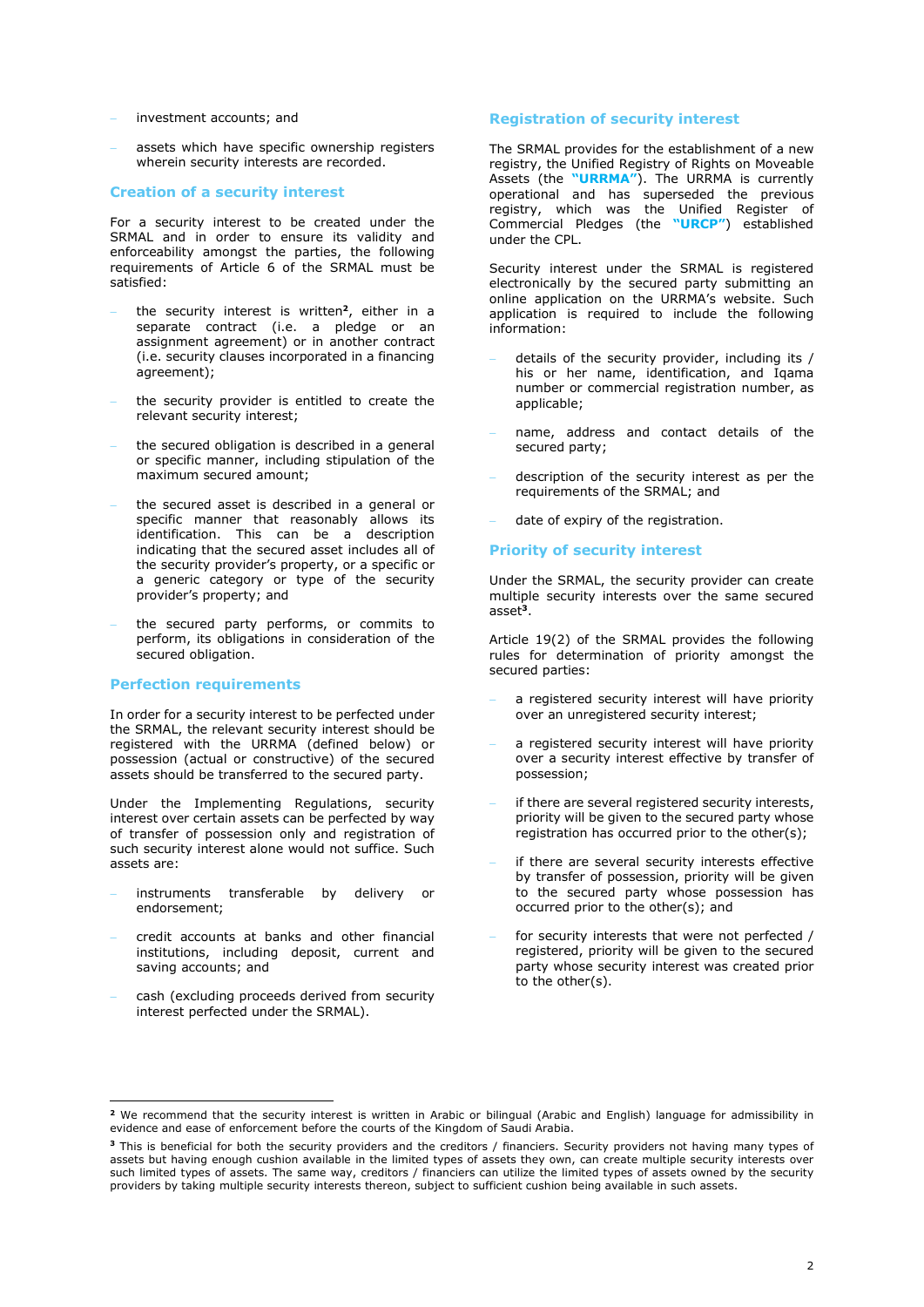- investment accounts; and
- assets which have specific ownership registers wherein security interests are recorded.

## Creation of a security interest

For a security interest to be created under the SRMAL and in order to ensure its validity and enforceability amongst the parties, the following requirements of Article 6 of the SRMAL must be satisfied:

- the security interest is written[2], either in a separate contract (i.e. a pledge or an assignment agreement) or in another contract (i.e. security clauses incorporated in a financing agreement);
- the security provider is entitled to create the relevant security interest;
- the secured obligation is described in a general or specific manner, including stipulation of the maximum secured amount;
- the secured asset is described in a general or specific manner that reasonably allows its identification. This can be a description indicating that the secured asset includes all of the security provider's property, or a specific or a generic category or type of the security provider's property; and
- the secured party performs, or commits to perform, its obligations in consideration of the secured obligation.

## Perfection requirements

In order for a security interest to be perfected under the SRMAL, the relevant security interest should be registered with the URRMA (defined below) or possession (actual or constructive) of the secured assets should be transferred to the secured party.

Under the Implementing Regulations, security interest over certain assets can be perfected by way of transfer of possession only and registration of such security interest alone would not suffice. Such assets are:

- instruments transferable by delivery or endorsement;
- credit accounts at banks and other financial institutions, including deposit, current and saving accounts; and
- cash (excluding proceeds derived from security interest perfected under the SRMAL).

## Registration of security interest

The SRMAL provides for the establishment of a new registry, the Unified Registry of Rights on Moveable Assets (the **"URRMA"**). The URRMA is currently operational and has superseded the previous registry, which was the Unified Register of Commercial Pledges (the **"URCP"**) established under the CPL.

Security interest under the SRMAL is registered electronically by the secured party submitting an online application on the URRMA's website. Such application is required to include the following information:

- details of the security provider, including its / his or her name, identification, and Iqama number or commercial registration number, as applicable;
- name, address and contact details of the secured party;
- description of the security interest as per the requirements of the SRMAL; and
- date of expiry of the registration.

## Priority of security interest

Under the SRMAL, the security provider can create multiple security interests over the same secured asset[3].

Article 19(2) of the SRMAL provides the following rules for determination of priority amongst the secured parties:

- a registered security interest will have priority over an unregistered security interest;
- a registered security interest will have priority over a security interest effective by transfer of possession;
- if there are several registered security interests, priority will be given to the secured party whose registration has occurred prior to the other(s);
- if there are several security interests effective by transfer of possession, priority will be given to the secured party whose possession has occurred prior to the other(s); and
- for security interests that were not perfected / registered, priority will be given to the secured party whose security interest was created prior to the other(s).

---

[2] We recommend that the security interest is written in Arabic or bilingual (Arabic and English) language for admissibility in evidence and ease of enforcement before the courts of the Kingdom of Saudi Arabia.

[3] This is beneficial for both the security providers and the creditors / financiers. Security providers not having many types of assets but having enough cushion available in the limited types of assets they own, can create multiple security interests over such limited types of assets. The same way, creditors / financiers can utilize the limited types of assets owned by the security providers by taking multiple security interests thereon, subject to sufficient cushion being available in such assets.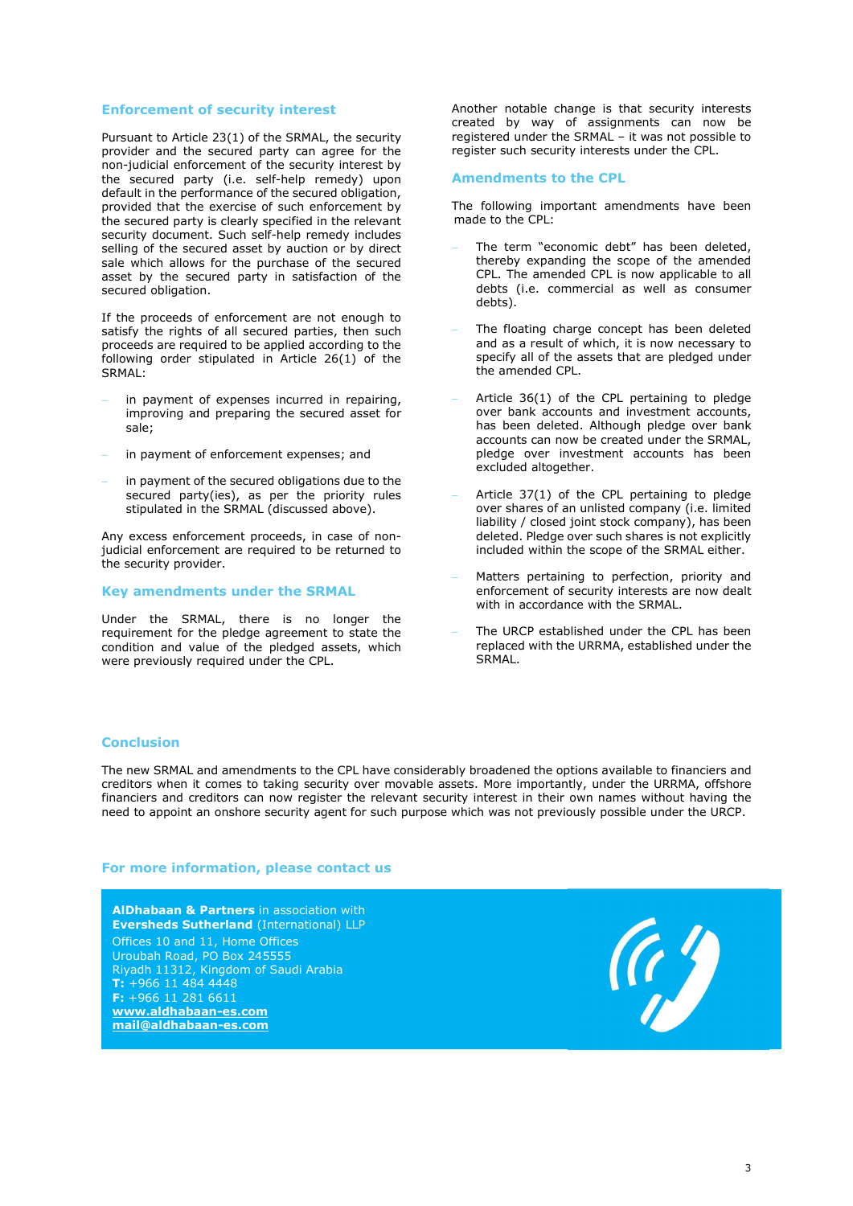## Enforcement of security interest

Pursuant to Article 23(1) of the SRMAL, the security provider and the secured party can agree for the non-judicial enforcement of the security interest by the secured party (i.e. self-help remedy) upon default in the performance of the secured obligation, provided that the exercise of such enforcement by the secured party is clearly specified in the relevant security document. Such self-help remedy includes selling of the secured asset by auction or by direct sale which allows for the purchase of the secured asset by the secured party in satisfaction of the secured obligation.

If the proceeds of enforcement are not enough to satisfy the rights of all secured parties, then such proceeds are required to be applied according to the following order stipulated in Article 26(1) of the SRMAL:

- in payment of expenses incurred in repairing, improving and preparing the secured asset for sale;
- in payment of enforcement expenses; and
- in payment of the secured obligations due to the secured party(ies), as per the priority rules stipulated in the SRMAL (discussed above).

Any excess enforcement proceeds, in case of non-judicial enforcement are required to be returned to the security provider.

## Key amendments under the SRMAL

Under the SRMAL, there is no longer the requirement for the pledge agreement to state the condition and value of the pledged assets, which were previously required under the CPL.

Another notable change is that security interests created by way of assignments can now be registered under the SRMAL – it was not possible to register such security interests under the CPL.

## Amendments to the CPL

The following important amendments have been made to the CPL:

- The term "economic debt" has been deleted, thereby expanding the scope of the amended CPL. The amended CPL is now applicable to all debts (i.e. commercial as well as consumer debts).
- The floating charge concept has been deleted and as a result of which, it is now necessary to specify all of the assets that are pledged under the amended CPL.
- Article 36(1) of the CPL pertaining to pledge over bank accounts and investment accounts, has been deleted. Although pledge over bank accounts can now be created under the SRMAL, pledge over investment accounts has been excluded altogether.
- Article 37(1) of the CPL pertaining to pledge over shares of an unlisted company (i.e. limited liability / closed joint stock company), has been deleted. Pledge over such shares is not explicitly included within the scope of the SRMAL either.
- Matters pertaining to perfection, priority and enforcement of security interests are now dealt with in accordance with the SRMAL.
- The URCP established under the CPL has been replaced with the URRMA, established under the SRMAL.

## Conclusion

The new SRMAL and amendments to the CPL have considerably broadened the options available to financiers and creditors when it comes to taking security over movable assets. More importantly, under the URRMA, offshore financiers and creditors can now register the relevant security interest in their own names without having the need to appoint an onshore security agent for such purpose which was not previously possible under the URCP.

## For more information, please contact us

**AlDhabaan & Partners** in association with
**Eversheds Sutherland** (International) LLP
Offices 10 and 11, Home Offices
Uroubah Road, PO Box 245555
Riyadh 11312, Kingdom of Saudi Arabia
**T:** +966 11 484 4448
**F:** +966 11 281 6611
**www.aldhabaan-es.com**
**mail@aldhabaan-es.com**